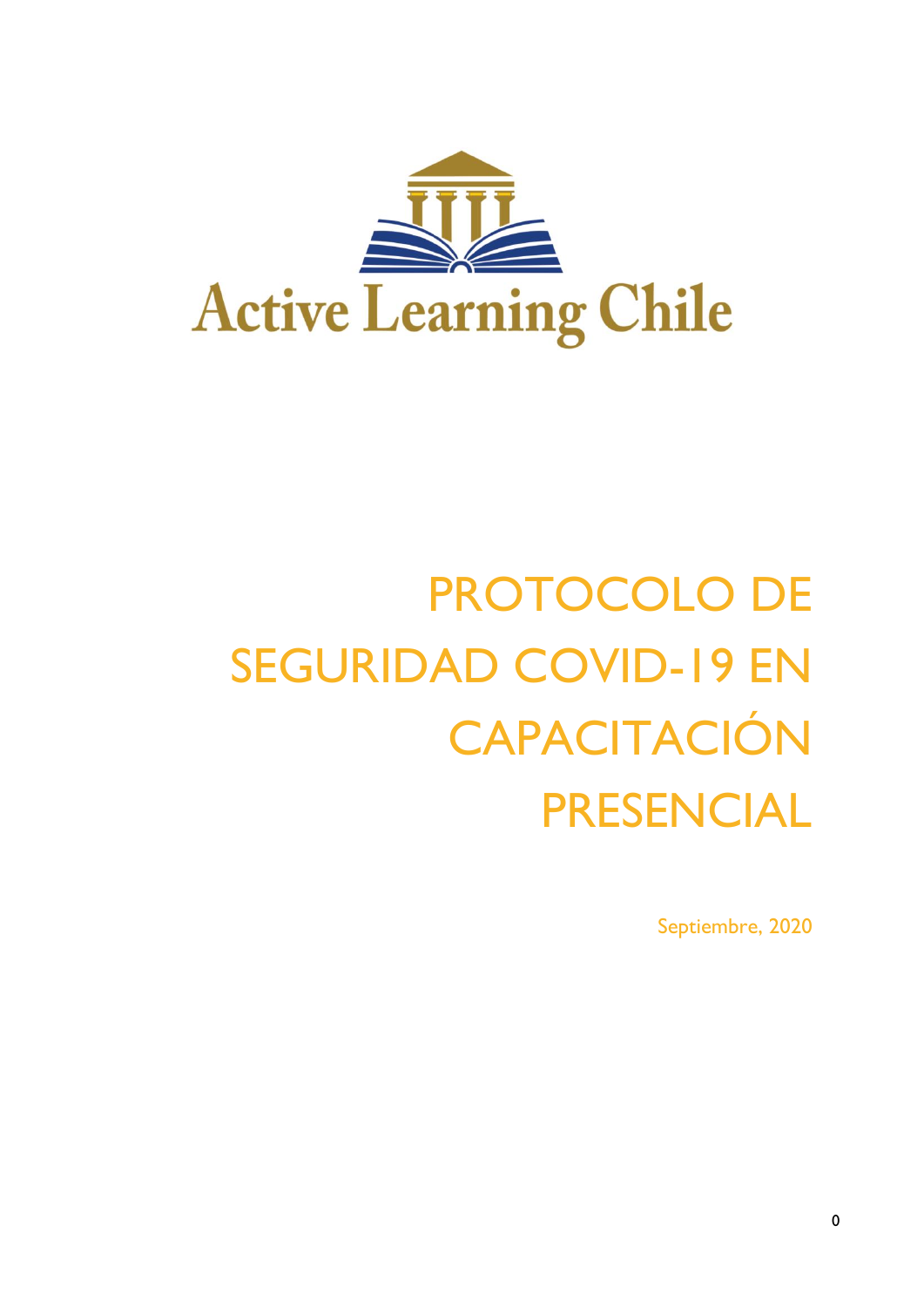Active Learning Chile

# PROTOCOLO DE SEGURIDAD COVID-19 EN CAPACITACIÓN PRESENCIAL

Septiembre, 2020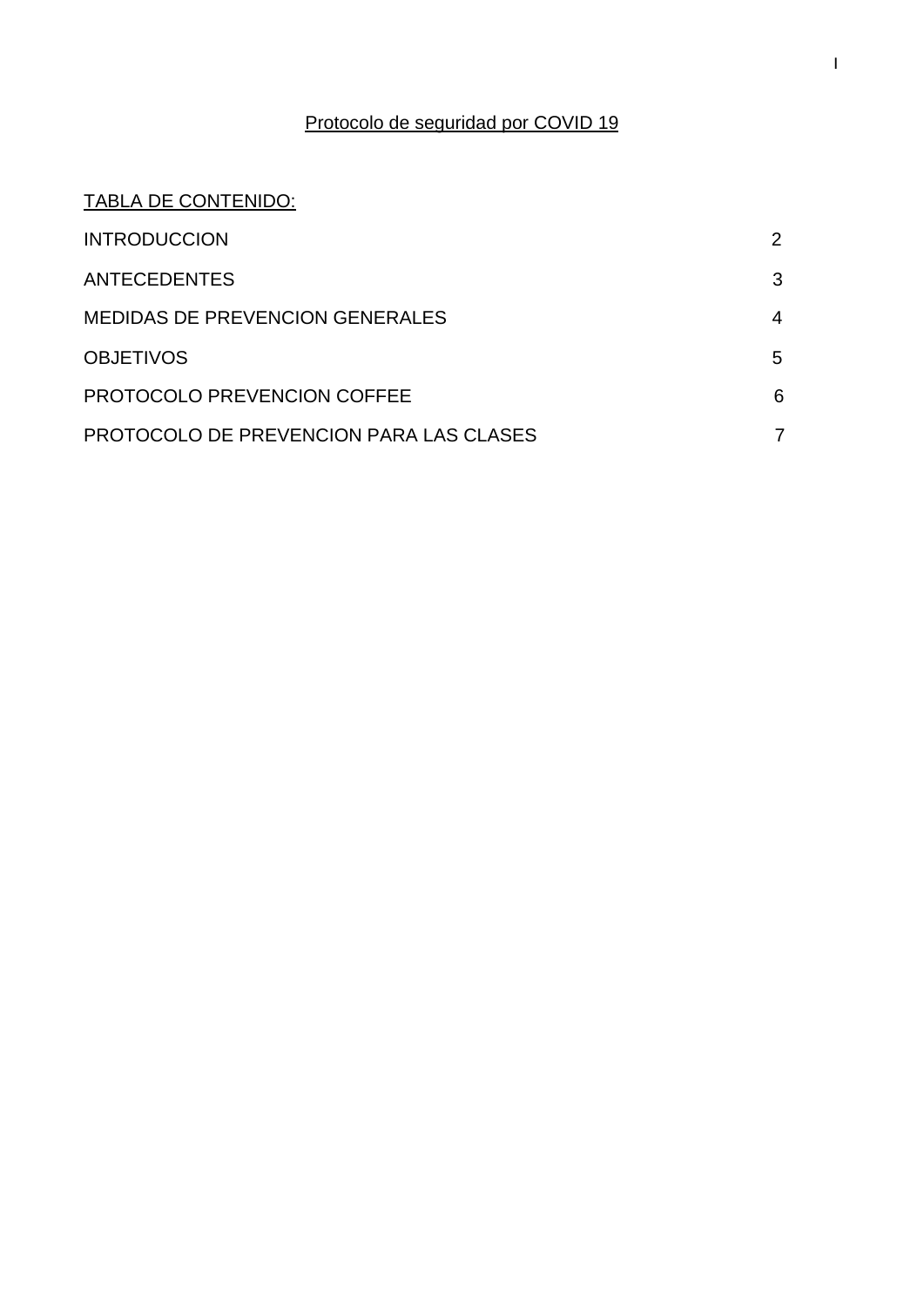# Protocolo de seguridad por COVID 19

## TABLA DE CONTENIDO:

| | |
|---|---|
| INTRODUCCION | 2 |
| ANTECEDENTES | 3 |
| MEDIDAS DE PREVENCION GENERALES | 4 |
| OBJETIVOS | 5 |
| PROTOCOLO PREVENCION COFFEE | 6 |
| PROTOCOLO DE PREVENCION PARA LAS CLASES | 7 |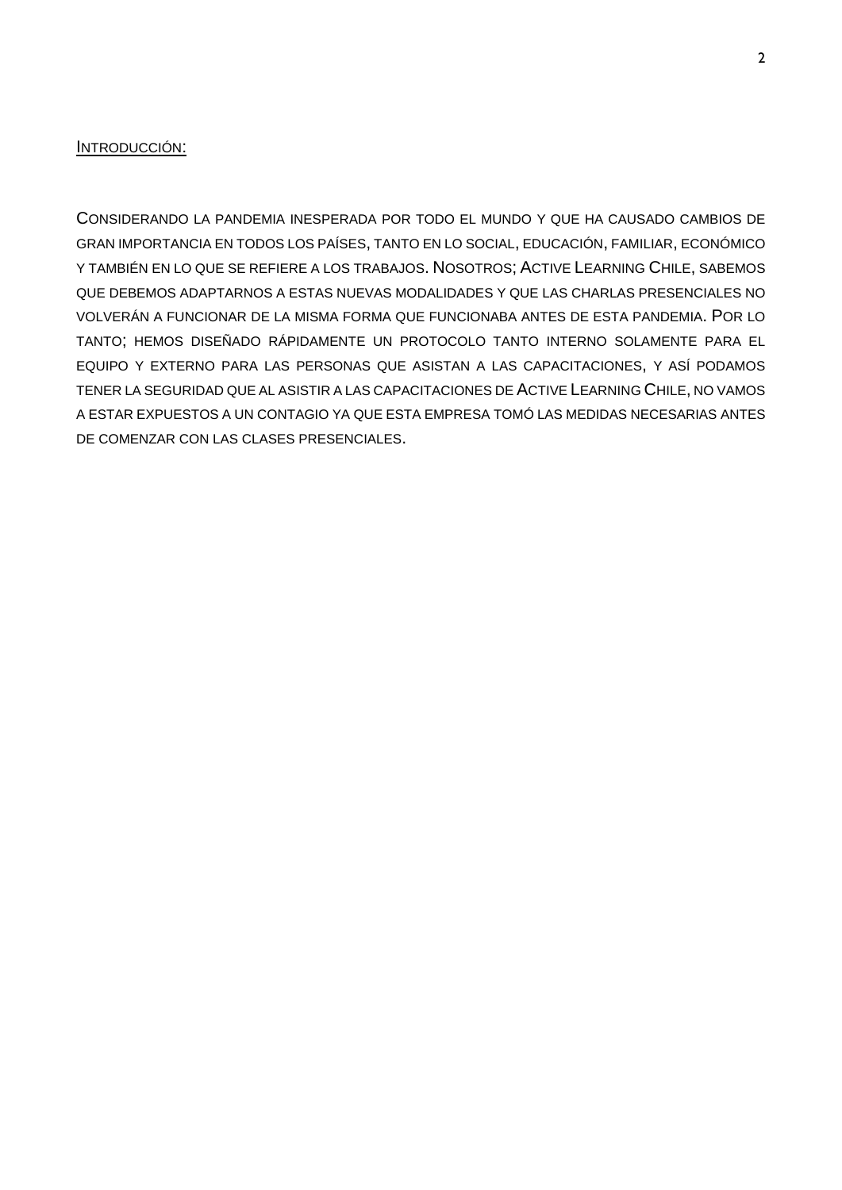## INTRODUCCIÓN:

CONSIDERANDO LA PANDEMIA INESPERADA POR TODO EL MUNDO Y QUE HA CAUSADO CAMBIOS DE GRAN IMPORTANCIA EN TODOS LOS PAÍSES, TANTO EN LO SOCIAL, EDUCACIÓN, FAMILIAR, ECONÓMICO Y TAMBIÉN EN LO QUE SE REFIERE A LOS TRABAJOS. NOSOTROS; ACTIVE LEARNING CHILE, SABEMOS QUE DEBEMOS ADAPTARNOS A ESTAS NUEVAS MODALIDADES Y QUE LAS CHARLAS PRESENCIALES NO VOLVERÁN A FUNCIONAR DE LA MISMA FORMA QUE FUNCIONABA ANTES DE ESTA PANDEMIA. POR LO TANTO; HEMOS DISEÑADO RÁPIDAMENTE UN PROTOCOLO TANTO INTERNO SOLAMENTE PARA EL EQUIPO Y EXTERNO PARA LAS PERSONAS QUE ASISTAN A LAS CAPACITACIONES, Y ASÍ PODAMOS TENER LA SEGURIDAD QUE AL ASISTIR A LAS CAPACITACIONES DE ACTIVE LEARNING CHILE, NO VAMOS A ESTAR EXPUESTOS A UN CONTAGIO YA QUE ESTA EMPRESA TOMÓ LAS MEDIDAS NECESARIAS ANTES DE COMENZAR CON LAS CLASES PRESENCIALES.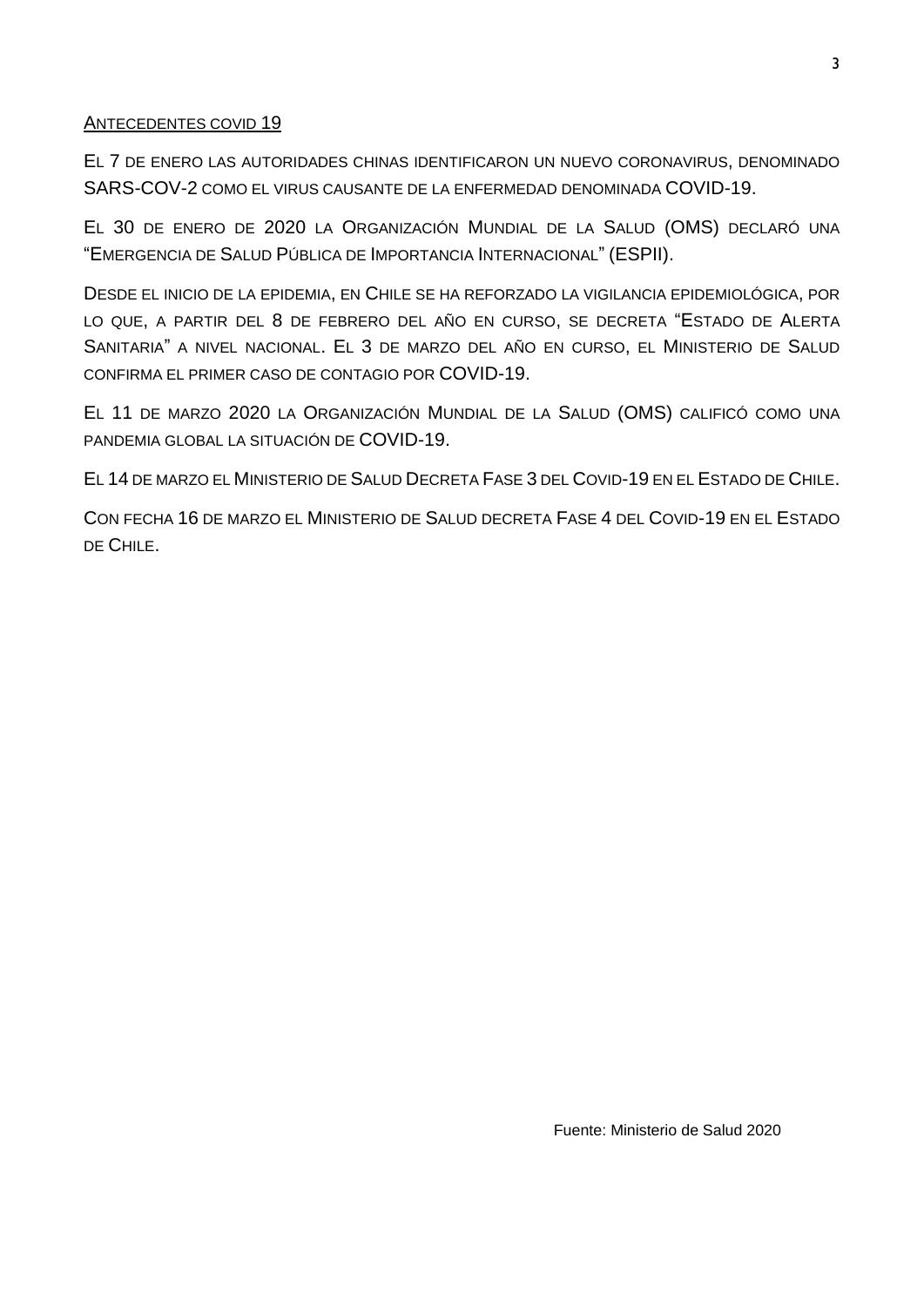ANTECEDENTES COVID 19

EL 7 DE ENERO LAS AUTORIDADES CHINAS IDENTIFICARON UN NUEVO CORONAVIRUS, DENOMINADO SARS-COV-2 COMO EL VIRUS CAUSANTE DE LA ENFERMEDAD DENOMINADA COVID-19.

EL 30 DE ENERO DE 2020 LA ORGANIZACIÓN MUNDIAL DE LA SALUD (OMS) DECLARÓ UNA "EMERGENCIA DE SALUD PÚBLICA DE IMPORTANCIA INTERNACIONAL" (ESPII).

DESDE EL INICIO DE LA EPIDEMIA, EN CHILE SE HA REFORZADO LA VIGILANCIA EPIDEMIOLÓGICA, POR LO QUE, A PARTIR DEL 8 DE FEBRERO DEL AÑO EN CURSO, SE DECRETA "ESTADO DE ALERTA SANITARIA" A NIVEL NACIONAL. EL 3 DE MARZO DEL AÑO EN CURSO, EL MINISTERIO DE SALUD CONFIRMA EL PRIMER CASO DE CONTAGIO POR COVID-19.

EL 11 DE MARZO 2020 LA ORGANIZACIÓN MUNDIAL DE LA SALUD (OMS) CALIFICÓ COMO UNA PANDEMIA GLOBAL LA SITUACIÓN DE COVID-19.

EL 14 DE MARZO EL MINISTERIO DE SALUD DECRETA FASE 3 DEL COVID-19 EN EL ESTADO DE CHILE.

CON FECHA 16 DE MARZO EL MINISTERIO DE SALUD DECRETA FASE 4 DEL COVID-19 EN EL ESTADO DE CHILE.

Fuente: Ministerio de Salud 2020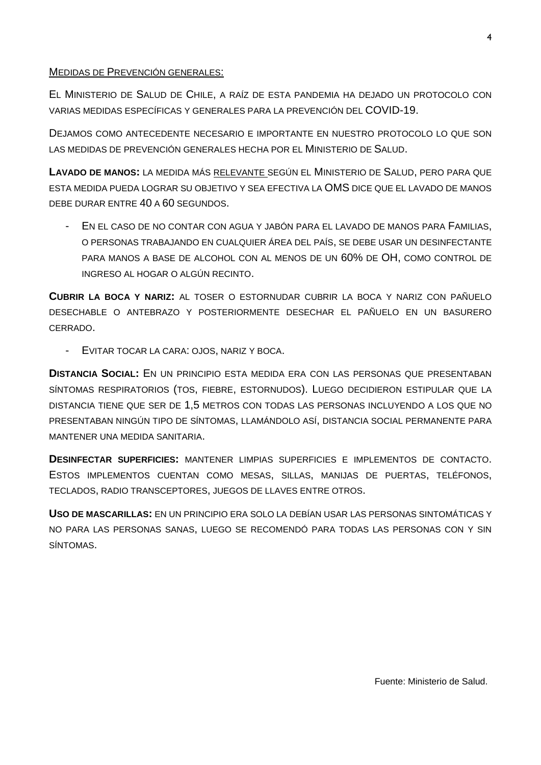MEDIDAS DE PREVENCIÓN GENERALES:

EL MINISTERIO DE SALUD DE CHILE, A RAÍZ DE ESTA PANDEMIA HA DEJADO UN PROTOCOLO CON VARIAS MEDIDAS ESPECÍFICAS Y GENERALES PARA LA PREVENCIÓN DEL COVID-19.

DEJAMOS COMO ANTECEDENTE NECESARIO E IMPORTANTE EN NUESTRO PROTOCOLO LO QUE SON LAS MEDIDAS DE PREVENCIÓN GENERALES HECHA POR EL MINISTERIO DE SALUD.

**LAVADO DE MANOS:** LA MEDIDA MÁS RELEVANTE SEGÚN EL MINISTERIO DE SALUD, PERO PARA QUE ESTA MEDIDA PUEDA LOGRAR SU OBJETIVO Y SEA EFECTIVA LA OMS DICE QUE EL LAVADO DE MANOS DEBE DURAR ENTRE 40 A 60 SEGUNDOS.

- EN EL CASO DE NO CONTAR CON AGUA Y JABÓN PARA EL LAVADO DE MANOS PARA FAMILIAS, O PERSONAS TRABAJANDO EN CUALQUIER ÁREA DEL PAÍS, SE DEBE USAR UN DESINFECTANTE PARA MANOS A BASE DE ALCOHOL CON AL MENOS DE UN 60% DE OH, COMO CONTROL DE INGRESO AL HOGAR O ALGÚN RECINTO.

**CUBRIR LA BOCA Y NARIZ:** AL TOSER O ESTORNUDAR CUBRIR LA BOCA Y NARIZ CON PAÑUELO DESECHABLE O ANTEBRAZO Y POSTERIORMENTE DESECHAR EL PAÑUELO EN UN BASURERO CERRADO.

- EVITAR TOCAR LA CARA: OJOS, NARIZ Y BOCA.

**DISTANCIA SOCIAL:** EN UN PRINCIPIO ESTA MEDIDA ERA CON LAS PERSONAS QUE PRESENTABAN SÍNTOMAS RESPIRATORIOS (TOS, FIEBRE, ESTORNUDOS). LUEGO DECIDIERON ESTIPULAR QUE LA DISTANCIA TIENE QUE SER DE 1,5 METROS CON TODAS LAS PERSONAS INCLUYENDO A LOS QUE NO PRESENTABAN NINGÚN TIPO DE SÍNTOMAS, LLAMÁNDOLO ASÍ, DISTANCIA SOCIAL PERMANENTE PARA MANTENER UNA MEDIDA SANITARIA.

**DESINFECTAR SUPERFICIES:** MANTENER LIMPIAS SUPERFICIES E IMPLEMENTOS DE CONTACTO. ESTOS IMPLEMENTOS CUENTAN COMO MESAS, SILLAS, MANIJAS DE PUERTAS, TELÉFONOS, TECLADOS, RADIO TRANSCEPTORES, JUEGOS DE LLAVES ENTRE OTROS.

**USO DE MASCARILLAS:** EN UN PRINCIPIO ERA SOLO LA DEBÍAN USAR LAS PERSONAS SINTOMÁTICAS Y NO PARA LAS PERSONAS SANAS, LUEGO SE RECOMENDÓ PARA TODAS LAS PERSONAS CON Y SIN SÍNTOMAS.

Fuente: Ministerio de Salud.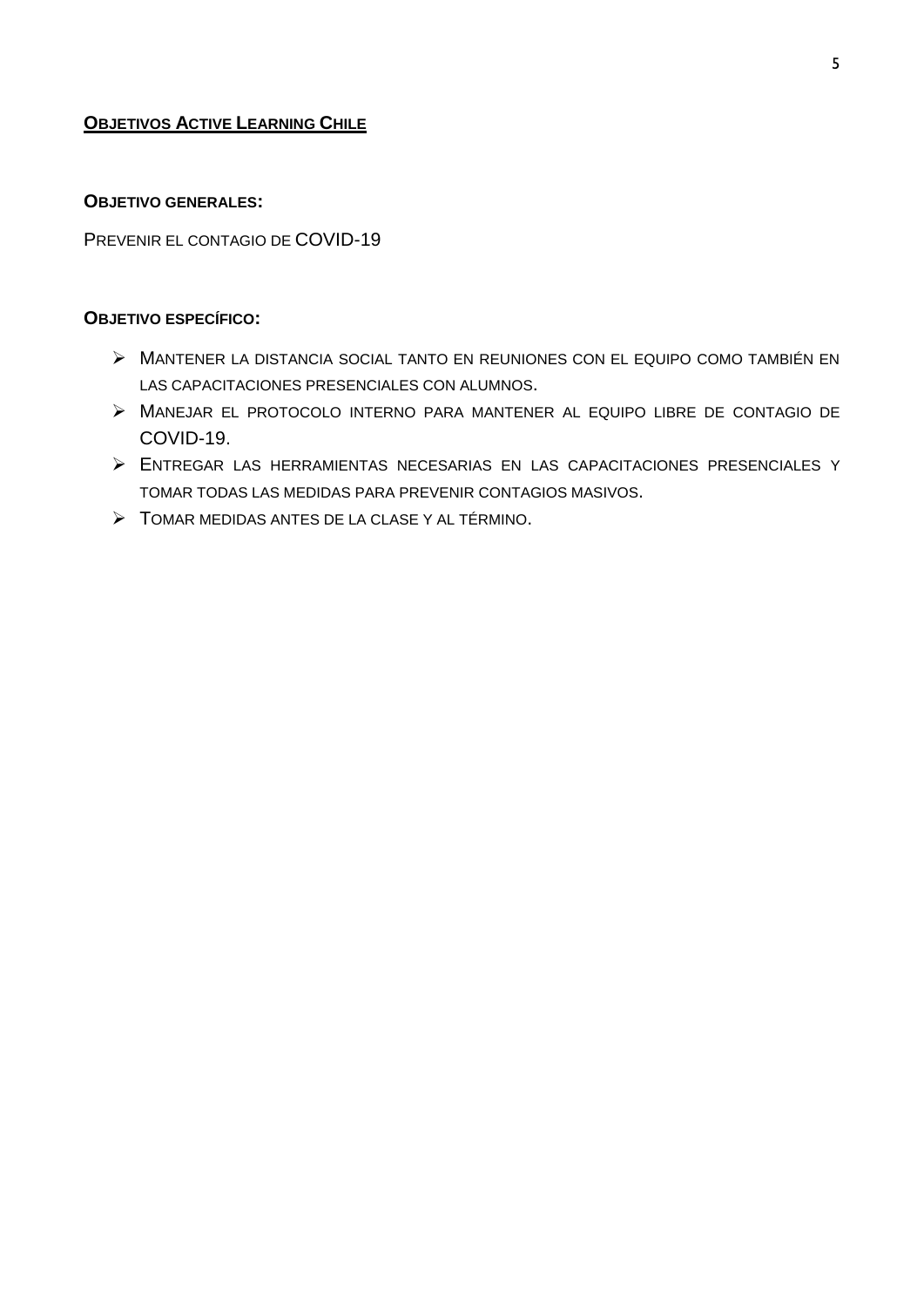## **OBJETIVOS ACTIVE LEARNING CHILE**

**OBJETIVO GENERALES:**

PREVENIR EL CONTAGIO DE COVID-19

**OBJETIVO ESPECÍFICO:**

- MANTENER LA DISTANCIA SOCIAL TANTO EN REUNIONES CON EL EQUIPO COMO TAMBIÉN EN LAS CAPACITACIONES PRESENCIALES CON ALUMNOS.
- MANEJAR EL PROTOCOLO INTERNO PARA MANTENER AL EQUIPO LIBRE DE CONTAGIO DE COVID-19.
- ENTREGAR LAS HERRAMIENTAS NECESARIAS EN LAS CAPACITACIONES PRESENCIALES Y TOMAR TODAS LAS MEDIDAS PARA PREVENIR CONTAGIOS MASIVOS.
- TOMAR MEDIDAS ANTES DE LA CLASE Y AL TÉRMINO.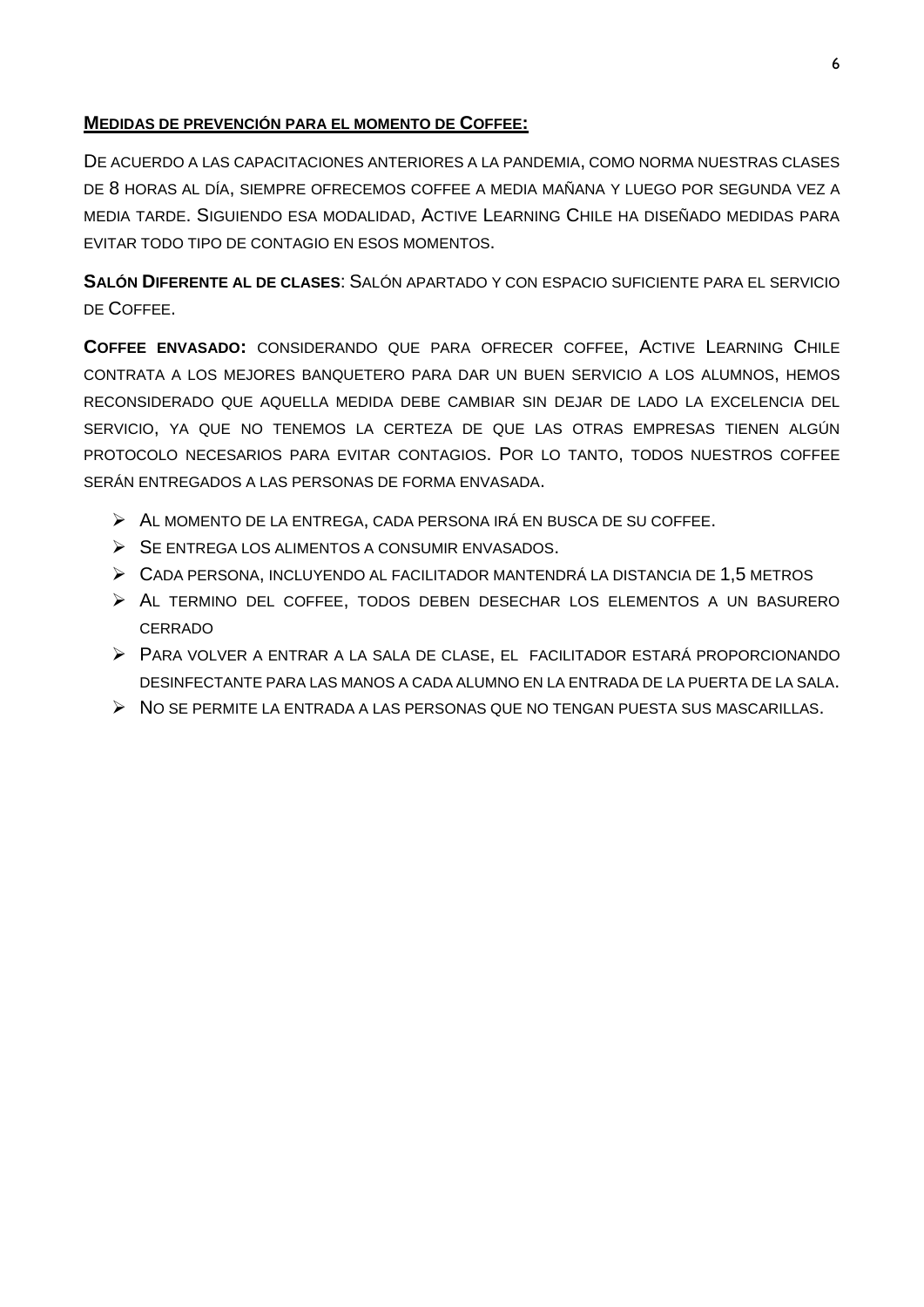**MEDIDAS DE PREVENCIÓN PARA EL MOMENTO DE COFFEE:**

DE ACUERDO A LAS CAPACITACIONES ANTERIORES A LA PANDEMIA, COMO NORMA NUESTRAS CLASES DE 8 HORAS AL DÍA, SIEMPRE OFRECEMOS COFFEE A MEDIA MAÑANA Y LUEGO POR SEGUNDA VEZ A MEDIA TARDE. SIGUIENDO ESA MODALIDAD, ACTIVE LEARNING CHILE HA DISEÑADO MEDIDAS PARA EVITAR TODO TIPO DE CONTAGIO EN ESOS MOMENTOS.

**SALÓN DIFERENTE AL DE CLASES**: SALÓN APARTADO Y CON ESPACIO SUFICIENTE PARA EL SERVICIO DE COFFEE.

**COFFEE ENVASADO:** CONSIDERANDO QUE PARA OFRECER COFFEE, ACTIVE LEARNING CHILE CONTRATA A LOS MEJORES BANQUETERO PARA DAR UN BUEN SERVICIO A LOS ALUMNOS, HEMOS RECONSIDERADO QUE AQUELLA MEDIDA DEBE CAMBIAR SIN DEJAR DE LADO LA EXCELENCIA DEL SERVICIO, YA QUE NO TENEMOS LA CERTEZA DE QUE LAS OTRAS EMPRESAS TIENEN ALGÚN PROTOCOLO NECESARIOS PARA EVITAR CONTAGIOS. POR LO TANTO, TODOS NUESTROS COFFEE SERÁN ENTREGADOS A LAS PERSONAS DE FORMA ENVASADA.

- AL MOMENTO DE LA ENTREGA, CADA PERSONA IRÁ EN BUSCA DE SU COFFEE.
- SE ENTREGA LOS ALIMENTOS A CONSUMIR ENVASADOS.
- CADA PERSONA, INCLUYENDO AL FACILITADOR MANTENDRÁ LA DISTANCIA DE 1,5 METROS
- AL TERMINO DEL COFFEE, TODOS DEBEN DESECHAR LOS ELEMENTOS A UN BASURERO CERRADO
- PARA VOLVER A ENTRAR A LA SALA DE CLASE, EL FACILITADOR ESTARÁ PROPORCIONANDO DESINFECTANTE PARA LAS MANOS A CADA ALUMNO EN LA ENTRADA DE LA PUERTA DE LA SALA.
- NO SE PERMITE LA ENTRADA A LAS PERSONAS QUE NO TENGAN PUESTA SUS MASCARILLAS.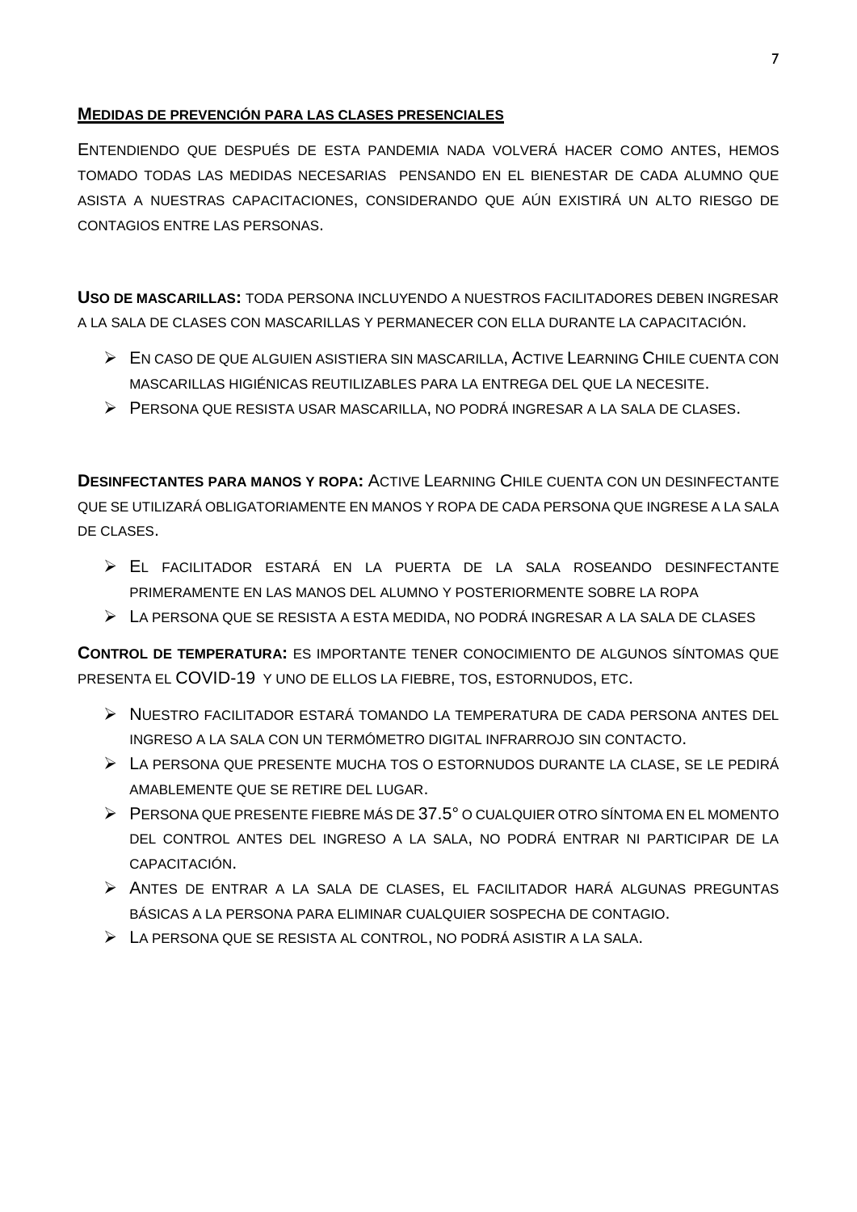**MEDIDAS DE PREVENCIÓN PARA LAS CLASES PRESENCIALES**

ENTENDIENDO QUE DESPUÉS DE ESTA PANDEMIA NADA VOLVERÁ HACER COMO ANTES, HEMOS TOMADO TODAS LAS MEDIDAS NECESARIAS PENSANDO EN EL BIENESTAR DE CADA ALUMNO QUE ASISTA A NUESTRAS CAPACITACIONES, CONSIDERANDO QUE AÚN EXISTIRÁ UN ALTO RIESGO DE CONTAGIOS ENTRE LAS PERSONAS.

**USO DE MASCARILLAS:** TODA PERSONA INCLUYENDO A NUESTROS FACILITADORES DEBEN INGRESAR A LA SALA DE CLASES CON MASCARILLAS Y PERMANECER CON ELLA DURANTE LA CAPACITACIÓN.

- EN CASO DE QUE ALGUIEN ASISTIERA SIN MASCARILLA, ACTIVE LEARNING CHILE CUENTA CON MASCARILLAS HIGIÉNICAS REUTILIZABLES PARA LA ENTREGA DEL QUE LA NECESITE.
- PERSONA QUE RESISTA USAR MASCARILLA, NO PODRÁ INGRESAR A LA SALA DE CLASES.

**DESINFECTANTES PARA MANOS Y ROPA:** ACTIVE LEARNING CHILE CUENTA CON UN DESINFECTANTE QUE SE UTILIZARÁ OBLIGATORIAMENTE EN MANOS Y ROPA DE CADA PERSONA QUE INGRESE A LA SALA DE CLASES.

- EL FACILITADOR ESTARÁ EN LA PUERTA DE LA SALA ROSEANDO DESINFECTANTE PRIMERAMENTE EN LAS MANOS DEL ALUMNO Y POSTERIORMENTE SOBRE LA ROPA
- LA PERSONA QUE SE RESISTA A ESTA MEDIDA, NO PODRÁ INGRESAR A LA SALA DE CLASES

**CONTROL DE TEMPERATURA:** ES IMPORTANTE TENER CONOCIMIENTO DE ALGUNOS SÍNTOMAS QUE PRESENTA EL COVID-19 Y UNO DE ELLOS LA FIEBRE, TOS, ESTORNUDOS, ETC.

- NUESTRO FACILITADOR ESTARÁ TOMANDO LA TEMPERATURA DE CADA PERSONA ANTES DEL INGRESO A LA SALA CON UN TERMÓMETRO DIGITAL INFRARROJO SIN CONTACTO.
- LA PERSONA QUE PRESENTE MUCHA TOS O ESTORNUDOS DURANTE LA CLASE, SE LE PEDIRÁ AMABLEMENTE QUE SE RETIRE DEL LUGAR.
- PERSONA QUE PRESENTE FIEBRE MÁS DE 37.5° O CUALQUIER OTRO SÍNTOMA EN EL MOMENTO DEL CONTROL ANTES DEL INGRESO A LA SALA, NO PODRÁ ENTRAR NI PARTICIPAR DE LA CAPACITACIÓN.
- ANTES DE ENTRAR A LA SALA DE CLASES, EL FACILITADOR HARÁ ALGUNAS PREGUNTAS BÁSICAS A LA PERSONA PARA ELIMINAR CUALQUIER SOSPECHA DE CONTAGIO.
- LA PERSONA QUE SE RESISTA AL CONTROL, NO PODRÁ ASISTIR A LA SALA.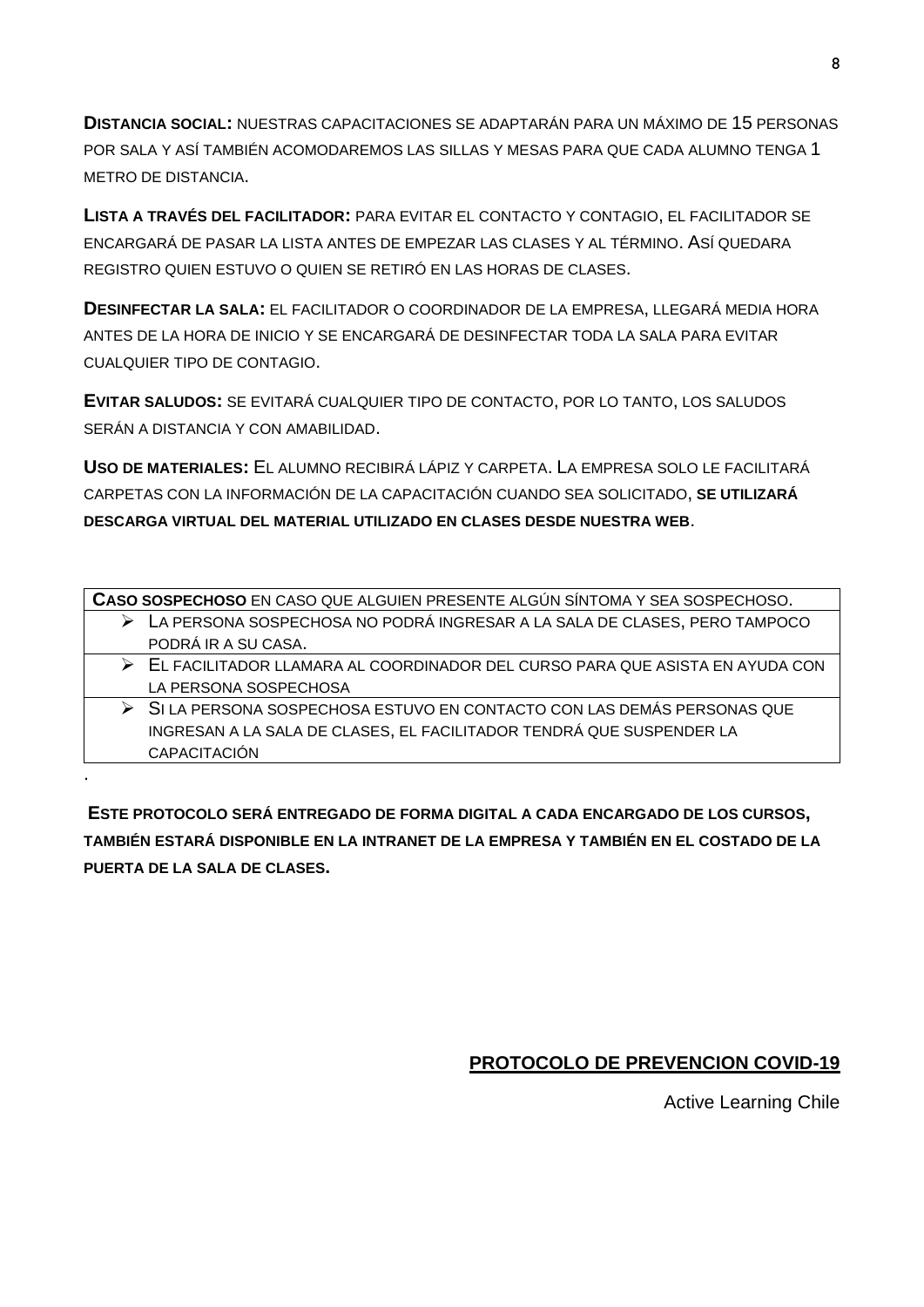**DISTANCIA SOCIAL:** NUESTRAS CAPACITACIONES SE ADAPTARÁN PARA UN MÁXIMO DE 15 PERSONAS POR SALA Y ASÍ TAMBIÉN ACOMODAREMOS LAS SILLAS Y MESAS PARA QUE CADA ALUMNO TENGA 1 METRO DE DISTANCIA.

**LISTA A TRAVÉS DEL FACILITADOR:** PARA EVITAR EL CONTACTO Y CONTAGIO, EL FACILITADOR SE ENCARGARÁ DE PASAR LA LISTA ANTES DE EMPEZAR LAS CLASES Y AL TÉRMINO. ASÍ QUEDARA REGISTRO QUIEN ESTUVO O QUIEN SE RETIRÓ EN LAS HORAS DE CLASES.

**DESINFECTAR LA SALA:** EL FACILITADOR O COORDINADOR DE LA EMPRESA, LLEGARÁ MEDIA HORA ANTES DE LA HORA DE INICIO Y SE ENCARGARÁ DE DESINFECTAR TODA LA SALA PARA EVITAR CUALQUIER TIPO DE CONTAGIO.

**EVITAR SALUDOS:** SE EVITARÁ CUALQUIER TIPO DE CONTACTO, POR LO TANTO, LOS SALUDOS SERÁN A DISTANCIA Y CON AMABILIDAD.

**USO DE MATERIALES:** EL ALUMNO RECIBIRÁ LÁPIZ Y CARPETA. LA EMPRESA SOLO LE FACILITARÁ CARPETAS CON LA INFORMACIÓN DE LA CAPACITACIÓN CUANDO SEA SOLICITADO, **SE UTILIZARÁ DESCARGA VIRTUAL DEL MATERIAL UTILIZADO EN CLASES DESDE NUESTRA WEB**.

| **CASO SOSPECHOSO** EN CASO QUE ALGUIEN PRESENTE ALGÚN SÍNTOMA Y SEA SOSPECHOSO. |
| --- |
| ➢ LA PERSONA SOSPECHOSA NO PODRÁ INGRESAR A LA SALA DE CLASES, PERO TAMPOCO PODRÁ IR A SU CASA. |
| ➢ EL FACILITADOR LLAMARA AL COORDINADOR DEL CURSO PARA QUE ASISTA EN AYUDA CON LA PERSONA SOSPECHOSA |
| ➢ SI LA PERSONA SOSPECHOSA ESTUVO EN CONTACTO CON LAS DEMÁS PERSONAS QUE INGRESAN A LA SALA DE CLASES, EL FACILITADOR TENDRÁ QUE SUSPENDER LA CAPACITACIÓN |

.

**ESTE PROTOCOLO SERÁ ENTREGADO DE FORMA DIGITAL A CADA ENCARGADO DE LOS CURSOS, TAMBIÉN ESTARÁ DISPONIBLE EN LA INTRANET DE LA EMPRESA Y TAMBIÉN EN EL COSTADO DE LA PUERTA DE LA SALA DE CLASES.**

**PROTOCOLO DE PREVENCION COVID-19**

Active Learning Chile